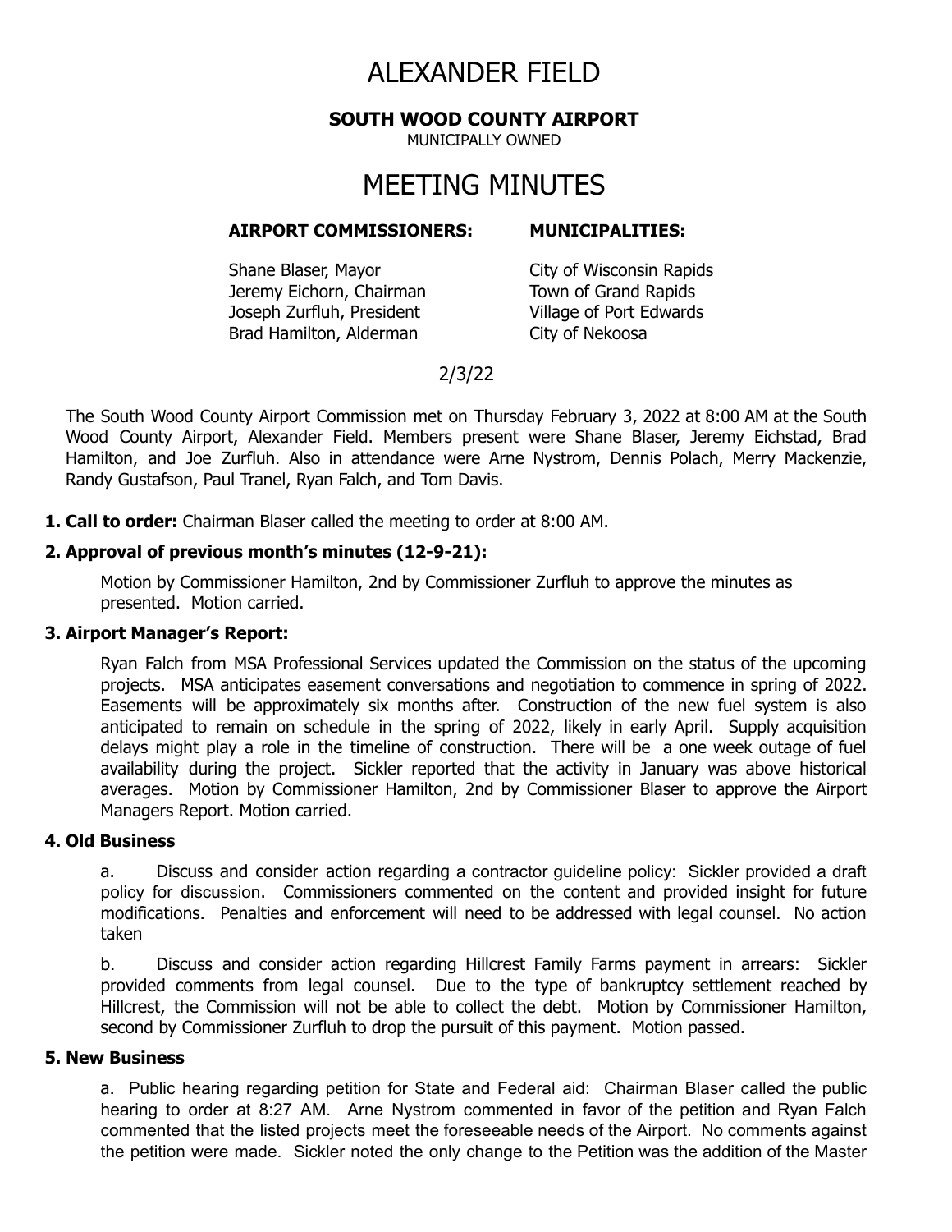# ALEXANDER FIELD

**SOUTH WOOD COUNTY AIRPORT**

MUNICIPALLY OWNED

# MEETING MINUTES

| **AIRPORT COMMISSIONERS:** | **MUNICIPALITIES:** |
|---|---|
| Shane Blaser, Mayor | City of Wisconsin Rapids |
| Jeremy Eichorn, Chairman | Town of Grand Rapids |
| Joseph Zurfluh, President | Village of Port Edwards |
| Brad Hamilton, Alderman | City of Nekoosa |

2/3/22

The South Wood County Airport Commission met on Thursday February 3, 2022 at 8:00 AM at the South Wood County Airport, Alexander Field. Members present were Shane Blaser, Jeremy Eichstad, Brad Hamilton, and Joe Zurfluh. Also in attendance were Arne Nystrom, Dennis Polach, Merry Mackenzie, Randy Gustafson, Paul Tranel, Ryan Falch, and Tom Davis.

**1. Call to order:** Chairman Blaser called the meeting to order at 8:00 AM.

**2. Approval of previous month's minutes (12-9-21):**

Motion by Commissioner Hamilton, 2nd by Commissioner Zurfluh to approve the minutes as presented. Motion carried.

**3. Airport Manager's Report:**

Ryan Falch from MSA Professional Services updated the Commission on the status of the upcoming projects. MSA anticipates easement conversations and negotiation to commence in spring of 2022. Easements will be approximately six months after. Construction of the new fuel system is also anticipated to remain on schedule in the spring of 2022, likely in early April. Supply acquisition delays might play a role in the timeline of construction. There will be a one week outage of fuel availability during the project. Sickler reported that the activity in January was above historical averages. Motion by Commissioner Hamilton, 2nd by Commissioner Blaser to approve the Airport Managers Report. Motion carried.

**4. Old Business**

a. Discuss and consider action regarding a contractor guideline policy: Sickler provided a draft policy for discussion. Commissioners commented on the content and provided insight for future modifications. Penalties and enforcement will need to be addressed with legal counsel. No action taken

b. Discuss and consider action regarding Hillcrest Family Farms payment in arrears: Sickler provided comments from legal counsel. Due to the type of bankruptcy settlement reached by Hillcrest, the Commission will not be able to collect the debt. Motion by Commissioner Hamilton, second by Commissioner Zurfluh to drop the pursuit of this payment. Motion passed.

**5. New Business**

a. Public hearing regarding petition for State and Federal aid: Chairman Blaser called the public hearing to order at 8:27 AM. Arne Nystrom commented in favor of the petition and Ryan Falch commented that the listed projects meet the foreseeable needs of the Airport. No comments against the petition were made. Sickler noted the only change to the Petition was the addition of the Master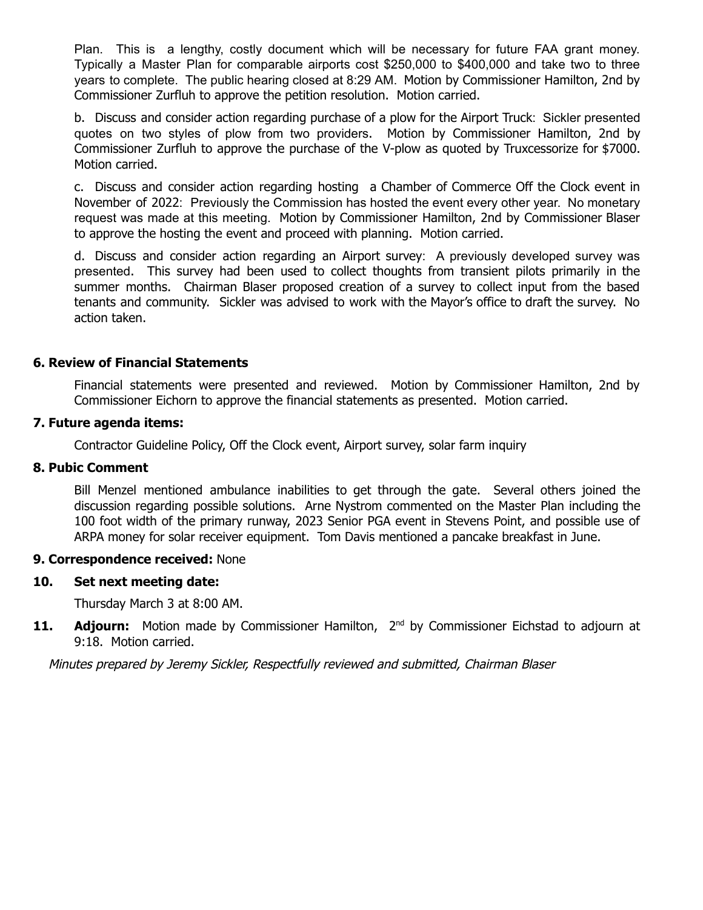Plan. This is a lengthy, costly document which will be necessary for future FAA grant money. Typically a Master Plan for comparable airports cost $250,000 to $400,000 and take two to three years to complete. The public hearing closed at 8:29 AM. Motion by Commissioner Hamilton, 2nd by Commissioner Zurfluh to approve the petition resolution. Motion carried.

b. Discuss and consider action regarding purchase of a plow for the Airport Truck: Sickler presented quotes on two styles of plow from two providers. Motion by Commissioner Hamilton, 2nd by Commissioner Zurfluh to approve the purchase of the V-plow as quoted by Truxcessorize for $7000. Motion carried.

c. Discuss and consider action regarding hosting a Chamber of Commerce Off the Clock event in November of 2022: Previously the Commission has hosted the event every other year. No monetary request was made at this meeting. Motion by Commissioner Hamilton, 2nd by Commissioner Blaser to approve the hosting the event and proceed with planning. Motion carried.

d. Discuss and consider action regarding an Airport survey: A previously developed survey was presented. This survey had been used to collect thoughts from transient pilots primarily in the summer months. Chairman Blaser proposed creation of a survey to collect input from the based tenants and community. Sickler was advised to work with the Mayor's office to draft the survey. No action taken.

**6. Review of Financial Statements**

Financial statements were presented and reviewed. Motion by Commissioner Hamilton, 2nd by Commissioner Eichorn to approve the financial statements as presented. Motion carried.

**7. Future agenda items:**

Contractor Guideline Policy, Off the Clock event, Airport survey, solar farm inquiry

**8. Pubic Comment**

Bill Menzel mentioned ambulance inabilities to get through the gate. Several others joined the discussion regarding possible solutions. Arne Nystrom commented on the Master Plan including the 100 foot width of the primary runway, 2023 Senior PGA event in Stevens Point, and possible use of ARPA money for solar receiver equipment. Tom Davis mentioned a pancake breakfast in June.

**9. Correspondence received:** None

**10. Set next meeting date:**

Thursday March 3 at 8:00 AM.

**11. Adjourn:** Motion made by Commissioner Hamilton, 2nd by Commissioner Eichstad to adjourn at 9:18. Motion carried.

*Minutes prepared by Jeremy Sickler, Respectfully reviewed and submitted, Chairman Blaser*